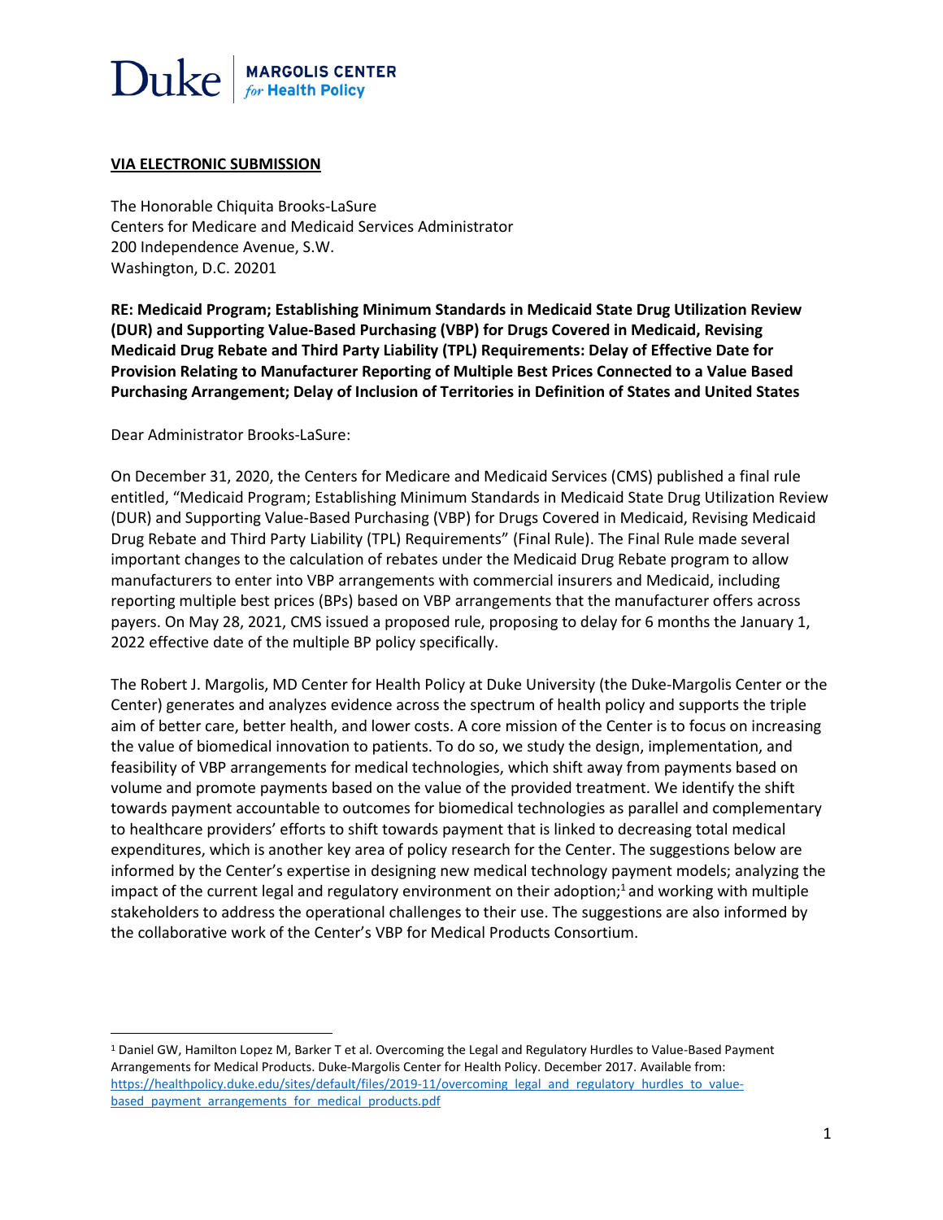Duke | MARGOLIS CENTER *for* Health Policy

**VIA ELECTRONIC SUBMISSION**

The Honorable Chiquita Brooks-LaSure
Centers for Medicare and Medicaid Services Administrator
200 Independence Avenue, S.W.
Washington, D.C. 20201

**RE: Medicaid Program; Establishing Minimum Standards in Medicaid State Drug Utilization Review (DUR) and Supporting Value-Based Purchasing (VBP) for Drugs Covered in Medicaid, Revising Medicaid Drug Rebate and Third Party Liability (TPL) Requirements: Delay of Effective Date for Provision Relating to Manufacturer Reporting of Multiple Best Prices Connected to a Value Based Purchasing Arrangement; Delay of Inclusion of Territories in Definition of States and United States**

Dear Administrator Brooks-LaSure:

On December 31, 2020, the Centers for Medicare and Medicaid Services (CMS) published a final rule entitled, "Medicaid Program; Establishing Minimum Standards in Medicaid State Drug Utilization Review (DUR) and Supporting Value-Based Purchasing (VBP) for Drugs Covered in Medicaid, Revising Medicaid Drug Rebate and Third Party Liability (TPL) Requirements" (Final Rule). The Final Rule made several important changes to the calculation of rebates under the Medicaid Drug Rebate program to allow manufacturers to enter into VBP arrangements with commercial insurers and Medicaid, including reporting multiple best prices (BPs) based on VBP arrangements that the manufacturer offers across payers. On May 28, 2021, CMS issued a proposed rule, proposing to delay for 6 months the January 1, 2022 effective date of the multiple BP policy specifically.

The Robert J. Margolis, MD Center for Health Policy at Duke University (the Duke-Margolis Center or the Center) generates and analyzes evidence across the spectrum of health policy and supports the triple aim of better care, better health, and lower costs. A core mission of the Center is to focus on increasing the value of biomedical innovation to patients. To do so, we study the design, implementation, and feasibility of VBP arrangements for medical technologies, which shift away from payments based on volume and promote payments based on the value of the provided treatment. We identify the shift towards payment accountable to outcomes for biomedical technologies as parallel and complementary to healthcare providers' efforts to shift towards payment that is linked to decreasing total medical expenditures, which is another key area of policy research for the Center. The suggestions below are informed by the Center's expertise in designing new medical technology payment models; analyzing the impact of the current legal and regulatory environment on their adoption;[1] and working with multiple stakeholders to address the operational challenges to their use. The suggestions are also informed by the collaborative work of the Center's VBP for Medical Products Consortium.

[1] Daniel GW, Hamilton Lopez M, Barker T et al. Overcoming the Legal and Regulatory Hurdles to Value-Based Payment Arrangements for Medical Products. Duke-Margolis Center for Health Policy. December 2017. Available from: https://healthpolicy.duke.edu/sites/default/files/2019-11/overcoming_legal_and_regulatory_hurdles_to_value-based_payment_arrangements_for_medical_products.pdf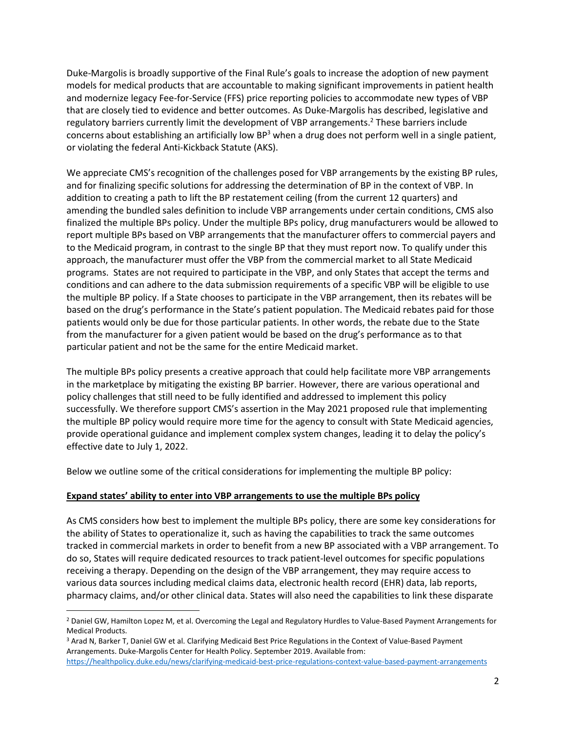Duke-Margolis is broadly supportive of the Final Rule's goals to increase the adoption of new payment models for medical products that are accountable to making significant improvements in patient health and modernize legacy Fee-for-Service (FFS) price reporting policies to accommodate new types of VBP that are closely tied to evidence and better outcomes. As Duke-Margolis has described, legislative and regulatory barriers currently limit the development of VBP arrangements.[2] These barriers include concerns about establishing an artificially low BP[3] when a drug does not perform well in a single patient, or violating the federal Anti-Kickback Statute (AKS).

We appreciate CMS's recognition of the challenges posed for VBP arrangements by the existing BP rules, and for finalizing specific solutions for addressing the determination of BP in the context of VBP. In addition to creating a path to lift the BP restatement ceiling (from the current 12 quarters) and amending the bundled sales definition to include VBP arrangements under certain conditions, CMS also finalized the multiple BPs policy. Under the multiple BPs policy, drug manufacturers would be allowed to report multiple BPs based on VBP arrangements that the manufacturer offers to commercial payers and to the Medicaid program, in contrast to the single BP that they must report now. To qualify under this approach, the manufacturer must offer the VBP from the commercial market to all State Medicaid programs. States are not required to participate in the VBP, and only States that accept the terms and conditions and can adhere to the data submission requirements of a specific VBP will be eligible to use the multiple BP policy. If a State chooses to participate in the VBP arrangement, then its rebates will be based on the drug's performance in the State's patient population. The Medicaid rebates paid for those patients would only be due for those particular patients. In other words, the rebate due to the State from the manufacturer for a given patient would be based on the drug's performance as to that particular patient and not be the same for the entire Medicaid market.

The multiple BPs policy presents a creative approach that could help facilitate more VBP arrangements in the marketplace by mitigating the existing BP barrier. However, there are various operational and policy challenges that still need to be fully identified and addressed to implement this policy successfully. We therefore support CMS's assertion in the May 2021 proposed rule that implementing the multiple BP policy would require more time for the agency to consult with State Medicaid agencies, provide operational guidance and implement complex system changes, leading it to delay the policy's effective date to July 1, 2022.

Below we outline some of the critical considerations for implementing the multiple BP policy:

**Expand states' ability to enter into VBP arrangements to use the multiple BPs policy**

As CMS considers how best to implement the multiple BPs policy, there are some key considerations for the ability of States to operationalize it, such as having the capabilities to track the same outcomes tracked in commercial markets in order to benefit from a new BP associated with a VBP arrangement. To do so, States will require dedicated resources to track patient-level outcomes for specific populations receiving a therapy. Depending on the design of the VBP arrangement, they may require access to various data sources including medical claims data, electronic health record (EHR) data, lab reports, pharmacy claims, and/or other clinical data. States will also need the capabilities to link these disparate

---

[2] Daniel GW, Hamilton Lopez M, et al. Overcoming the Legal and Regulatory Hurdles to Value-Based Payment Arrangements for Medical Products.

[3] Arad N, Barker T, Daniel GW et al. Clarifying Medicaid Best Price Regulations in the Context of Value-Based Payment Arrangements. Duke-Margolis Center for Health Policy. September 2019. Available from: https://healthpolicy.duke.edu/news/clarifying-medicaid-best-price-regulations-context-value-based-payment-arrangements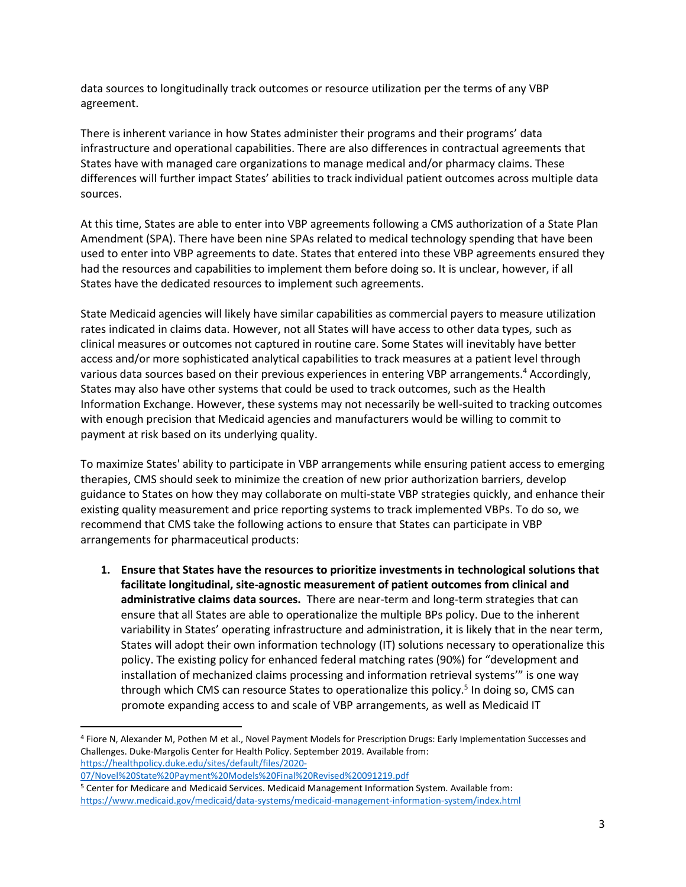data sources to longitudinally track outcomes or resource utilization per the terms of any VBP agreement.

There is inherent variance in how States administer their programs and their programs' data infrastructure and operational capabilities. There are also differences in contractual agreements that States have with managed care organizations to manage medical and/or pharmacy claims. These differences will further impact States' abilities to track individual patient outcomes across multiple data sources.

At this time, States are able to enter into VBP agreements following a CMS authorization of a State Plan Amendment (SPA). There have been nine SPAs related to medical technology spending that have been used to enter into VBP agreements to date. States that entered into these VBP agreements ensured they had the resources and capabilities to implement them before doing so. It is unclear, however, if all States have the dedicated resources to implement such agreements.

State Medicaid agencies will likely have similar capabilities as commercial payers to measure utilization rates indicated in claims data. However, not all States will have access to other data types, such as clinical measures or outcomes not captured in routine care. Some States will inevitably have better access and/or more sophisticated analytical capabilities to track measures at a patient level through various data sources based on their previous experiences in entering VBP arrangements.[4] Accordingly, States may also have other systems that could be used to track outcomes, such as the Health Information Exchange. However, these systems may not necessarily be well-suited to tracking outcomes with enough precision that Medicaid agencies and manufacturers would be willing to commit to payment at risk based on its underlying quality.

To maximize States' ability to participate in VBP arrangements while ensuring patient access to emerging therapies, CMS should seek to minimize the creation of new prior authorization barriers, develop guidance to States on how they may collaborate on multi-state VBP strategies quickly, and enhance their existing quality measurement and price reporting systems to track implemented VBPs. To do so, we recommend that CMS take the following actions to ensure that States can participate in VBP arrangements for pharmaceutical products:

1. **Ensure that States have the resources to prioritize investments in technological solutions that facilitate longitudinal, site-agnostic measurement of patient outcomes from clinical and administrative claims data sources.** There are near-term and long-term strategies that can ensure that all States are able to operationalize the multiple BPs policy. Due to the inherent variability in States' operating infrastructure and administration, it is likely that in the near term, States will adopt their own information technology (IT) solutions necessary to operationalize this policy. The existing policy for enhanced federal matching rates (90%) for "development and installation of mechanized claims processing and information retrieval systems'" is one way through which CMS can resource States to operationalize this policy.[5] In doing so, CMS can promote expanding access to and scale of VBP arrangements, as well as Medicaid IT

[4] Fiore N, Alexander M, Pothen M et al., Novel Payment Models for Prescription Drugs: Early Implementation Successes and Challenges. Duke-Margolis Center for Health Policy. September 2019. Available from: https://healthpolicy.duke.edu/sites/default/files/2020-07/Novel%20State%20Payment%20Models%20Final%20Revised%20091219.pdf

[5] Center for Medicare and Medicaid Services. Medicaid Management Information System. Available from: https://www.medicaid.gov/medicaid/data-systems/medicaid-management-information-system/index.html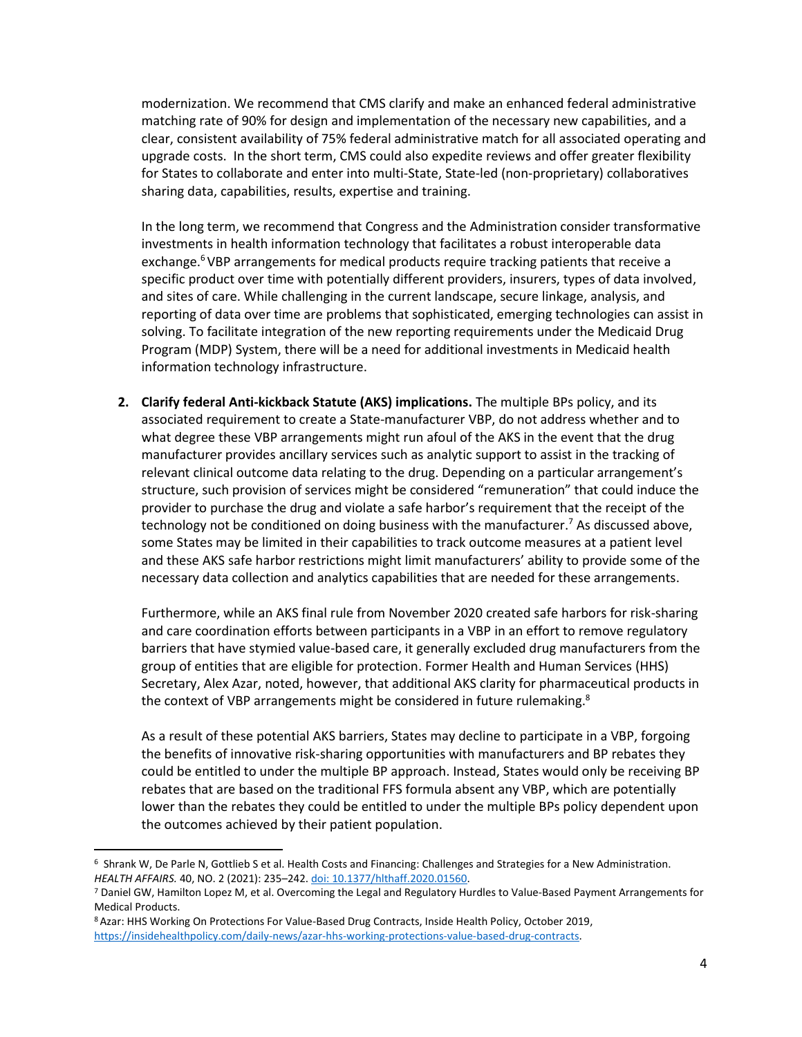modernization. We recommend that CMS clarify and make an enhanced federal administrative matching rate of 90% for design and implementation of the necessary new capabilities, and a clear, consistent availability of 75% federal administrative match for all associated operating and upgrade costs. In the short term, CMS could also expedite reviews and offer greater flexibility for States to collaborate and enter into multi-State, State-led (non-proprietary) collaboratives sharing data, capabilities, results, expertise and training.

In the long term, we recommend that Congress and the Administration consider transformative investments in health information technology that facilitates a robust interoperable data exchange.[6] VBP arrangements for medical products require tracking patients that receive a specific product over time with potentially different providers, insurers, types of data involved, and sites of care. While challenging in the current landscape, secure linkage, analysis, and reporting of data over time are problems that sophisticated, emerging technologies can assist in solving. To facilitate integration of the new reporting requirements under the Medicaid Drug Program (MDP) System, there will be a need for additional investments in Medicaid health information technology infrastructure.

2. **Clarify federal Anti-kickback Statute (AKS) implications.** The multiple BPs policy, and its associated requirement to create a State-manufacturer VBP, do not address whether and to what degree these VBP arrangements might run afoul of the AKS in the event that the drug manufacturer provides ancillary services such as analytic support to assist in the tracking of relevant clinical outcome data relating to the drug. Depending on a particular arrangement's structure, such provision of services might be considered "remuneration" that could induce the provider to purchase the drug and violate a safe harbor's requirement that the receipt of the technology not be conditioned on doing business with the manufacturer.[7] As discussed above, some States may be limited in their capabilities to track outcome measures at a patient level and these AKS safe harbor restrictions might limit manufacturers' ability to provide some of the necessary data collection and analytics capabilities that are needed for these arrangements.

   Furthermore, while an AKS final rule from November 2020 created safe harbors for risk-sharing and care coordination efforts between participants in a VBP in an effort to remove regulatory barriers that have stymied value-based care, it generally excluded drug manufacturers from the group of entities that are eligible for protection. Former Health and Human Services (HHS) Secretary, Alex Azar, noted, however, that additional AKS clarity for pharmaceutical products in the context of VBP arrangements might be considered in future rulemaking.[8]

   As a result of these potential AKS barriers, States may decline to participate in a VBP, forgoing the benefits of innovative risk-sharing opportunities with manufacturers and BP rebates they could be entitled to under the multiple BP approach. Instead, States would only be receiving BP rebates that are based on the traditional FFS formula absent any VBP, which are potentially lower than the rebates they could be entitled to under the multiple BPs policy dependent upon the outcomes achieved by their patient population.

[6] Shrank W, De Parle N, Gottlieb S et al. Health Costs and Financing: Challenges and Strategies for a New Administration. *HEALTH AFFAIRS.* 40, NO. 2 (2021): 235–242. doi: 10.1377/hlthaff.2020.01560.

[7] Daniel GW, Hamilton Lopez M, et al. Overcoming the Legal and Regulatory Hurdles to Value-Based Payment Arrangements for Medical Products.

[8] Azar: HHS Working On Protections For Value-Based Drug Contracts, Inside Health Policy, October 2019, https://insidehealthpolicy.com/daily-news/azar-hhs-working-protections-value-based-drug-contracts.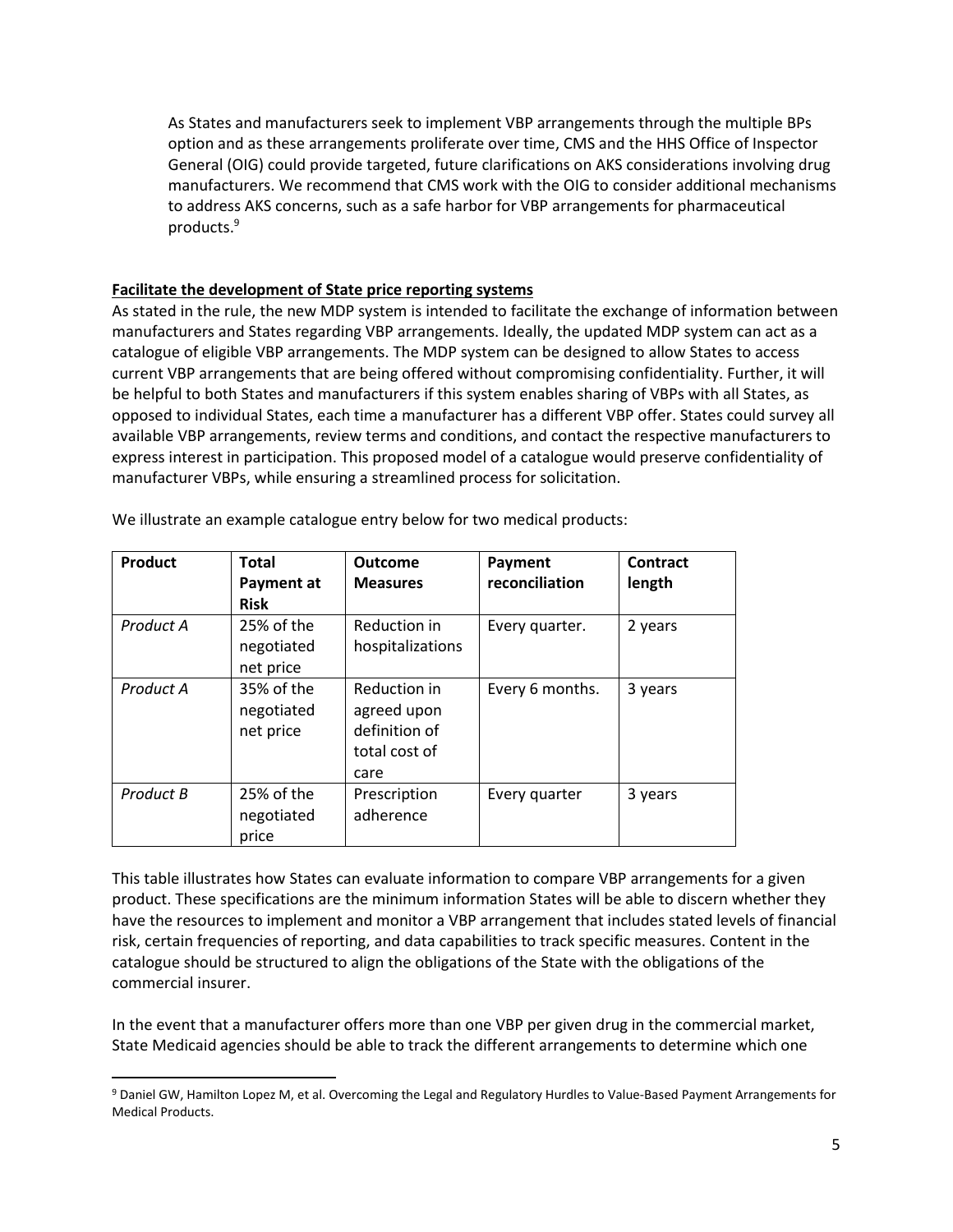As States and manufacturers seek to implement VBP arrangements through the multiple BPs option and as these arrangements proliferate over time, CMS and the HHS Office of Inspector General (OIG) could provide targeted, future clarifications on AKS considerations involving drug manufacturers. We recommend that CMS work with the OIG to consider additional mechanisms to address AKS concerns, such as a safe harbor for VBP arrangements for pharmaceutical products.[9]

**Facilitate the development of State price reporting systems**

As stated in the rule, the new MDP system is intended to facilitate the exchange of information between manufacturers and States regarding VBP arrangements. Ideally, the updated MDP system can act as a catalogue of eligible VBP arrangements. The MDP system can be designed to allow States to access current VBP arrangements that are being offered without compromising confidentiality. Further, it will be helpful to both States and manufacturers if this system enables sharing of VBPs with all States, as opposed to individual States, each time a manufacturer has a different VBP offer. States could survey all available VBP arrangements, review terms and conditions, and contact the respective manufacturers to express interest in participation. This proposed model of a catalogue would preserve confidentiality of manufacturer VBPs, while ensuring a streamlined process for solicitation.

We illustrate an example catalogue entry below for two medical products:

| Product | Total Payment at Risk | Outcome Measures | Payment reconciliation | Contract length |
|---|---|---|---|---|
| *Product A* | 25% of the negotiated net price | Reduction in hospitalizations | Every quarter. | 2 years |
| *Product A* | 35% of the negotiated net price | Reduction in agreed upon definition of total cost of care | Every 6 months. | 3 years |
| *Product B* | 25% of the negotiated price | Prescription adherence | Every quarter | 3 years |

This table illustrates how States can evaluate information to compare VBP arrangements for a given product. These specifications are the minimum information States will be able to discern whether they have the resources to implement and monitor a VBP arrangement that includes stated levels of financial risk, certain frequencies of reporting, and data capabilities to track specific measures. Content in the catalogue should be structured to align the obligations of the State with the obligations of the commercial insurer.

In the event that a manufacturer offers more than one VBP per given drug in the commercial market, State Medicaid agencies should be able to track the different arrangements to determine which one

[9] Daniel GW, Hamilton Lopez M, et al. Overcoming the Legal and Regulatory Hurdles to Value-Based Payment Arrangements for Medical Products.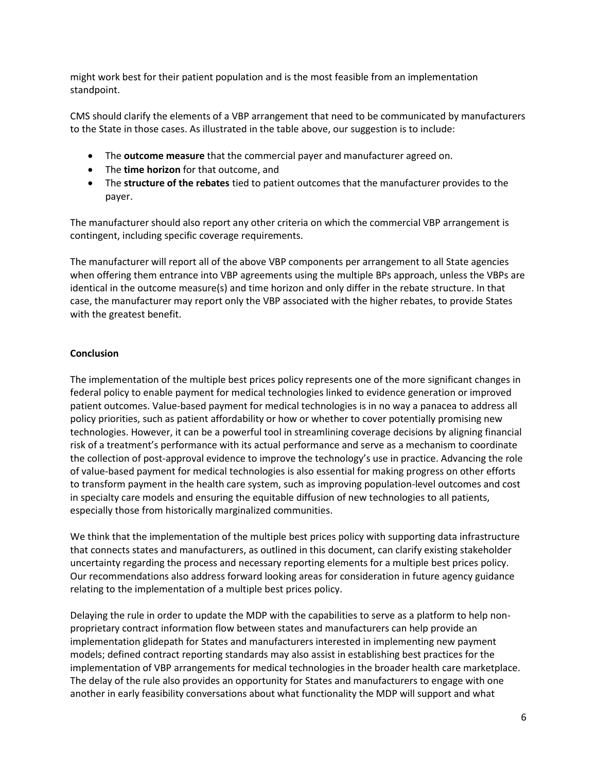might work best for their patient population and is the most feasible from an implementation standpoint.

CMS should clarify the elements of a VBP arrangement that need to be communicated by manufacturers to the State in those cases. As illustrated in the table above, our suggestion is to include:

- The **outcome measure** that the commercial payer and manufacturer agreed on.
- The **time horizon** for that outcome, and
- The **structure of the rebates** tied to patient outcomes that the manufacturer provides to the payer.

The manufacturer should also report any other criteria on which the commercial VBP arrangement is contingent, including specific coverage requirements.

The manufacturer will report all of the above VBP components per arrangement to all State agencies when offering them entrance into VBP agreements using the multiple BPs approach, unless the VBPs are identical in the outcome measure(s) and time horizon and only differ in the rebate structure. In that case, the manufacturer may report only the VBP associated with the higher rebates, to provide States with the greatest benefit.

**Conclusion**

The implementation of the multiple best prices policy represents one of the more significant changes in federal policy to enable payment for medical technologies linked to evidence generation or improved patient outcomes. Value-based payment for medical technologies is in no way a panacea to address all policy priorities, such as patient affordability or how or whether to cover potentially promising new technologies. However, it can be a powerful tool in streamlining coverage decisions by aligning financial risk of a treatment's performance with its actual performance and serve as a mechanism to coordinate the collection of post-approval evidence to improve the technology's use in practice. Advancing the role of value-based payment for medical technologies is also essential for making progress on other efforts to transform payment in the health care system, such as improving population-level outcomes and cost in specialty care models and ensuring the equitable diffusion of new technologies to all patients, especially those from historically marginalized communities.

We think that the implementation of the multiple best prices policy with supporting data infrastructure that connects states and manufacturers, as outlined in this document, can clarify existing stakeholder uncertainty regarding the process and necessary reporting elements for a multiple best prices policy. Our recommendations also address forward looking areas for consideration in future agency guidance relating to the implementation of a multiple best prices policy.

Delaying the rule in order to update the MDP with the capabilities to serve as a platform to help non-proprietary contract information flow between states and manufacturers can help provide an implementation glidepath for States and manufacturers interested in implementing new payment models; defined contract reporting standards may also assist in establishing best practices for the implementation of VBP arrangements for medical technologies in the broader health care marketplace. The delay of the rule also provides an opportunity for States and manufacturers to engage with one another in early feasibility conversations about what functionality the MDP will support and what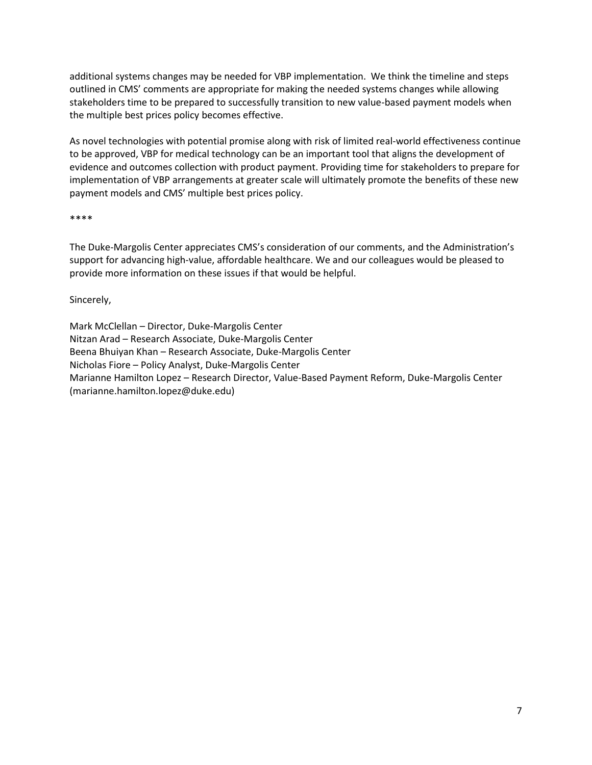additional systems changes may be needed for VBP implementation. We think the timeline and steps outlined in CMS' comments are appropriate for making the needed systems changes while allowing stakeholders time to be prepared to successfully transition to new value-based payment models when the multiple best prices policy becomes effective.

As novel technologies with potential promise along with risk of limited real-world effectiveness continue to be approved, VBP for medical technology can be an important tool that aligns the development of evidence and outcomes collection with product payment. Providing time for stakeholders to prepare for implementation of VBP arrangements at greater scale will ultimately promote the benefits of these new payment models and CMS' multiple best prices policy.

****

The Duke-Margolis Center appreciates CMS's consideration of our comments, and the Administration's support for advancing high-value, affordable healthcare. We and our colleagues would be pleased to provide more information on these issues if that would be helpful.

Sincerely,

Mark McClellan – Director, Duke-Margolis Center
Nitzan Arad – Research Associate, Duke-Margolis Center
Beena Bhuiyan Khan – Research Associate, Duke-Margolis Center
Nicholas Fiore – Policy Analyst, Duke-Margolis Center
Marianne Hamilton Lopez – Research Director, Value-Based Payment Reform, Duke-Margolis Center (marianne.hamilton.lopez@duke.edu)